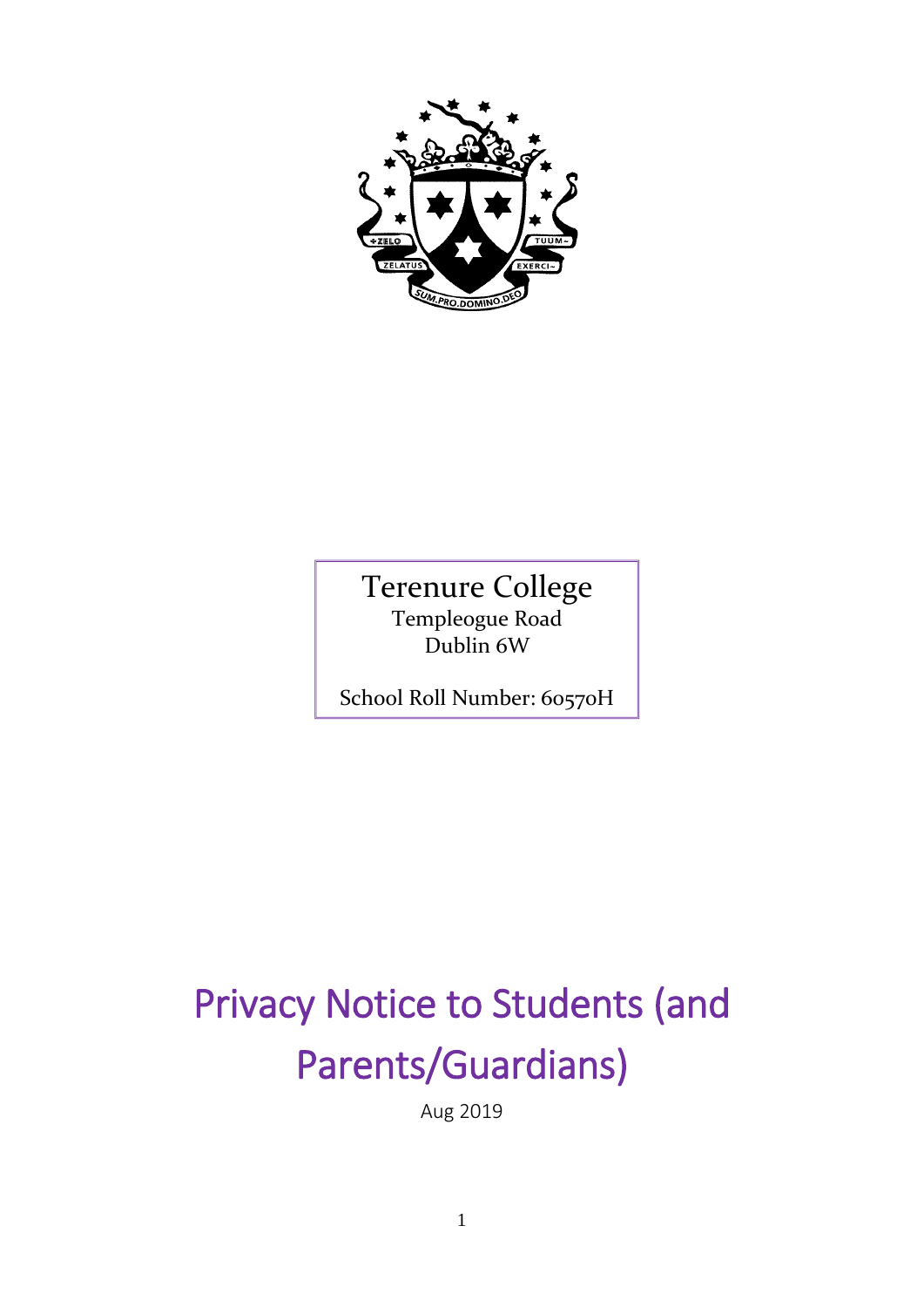Terenure College
Templeogue Road
Dublin 6W

School Roll Number: 60570H

# Privacy Notice to Students (and Parents/Guardians)

Aug 2019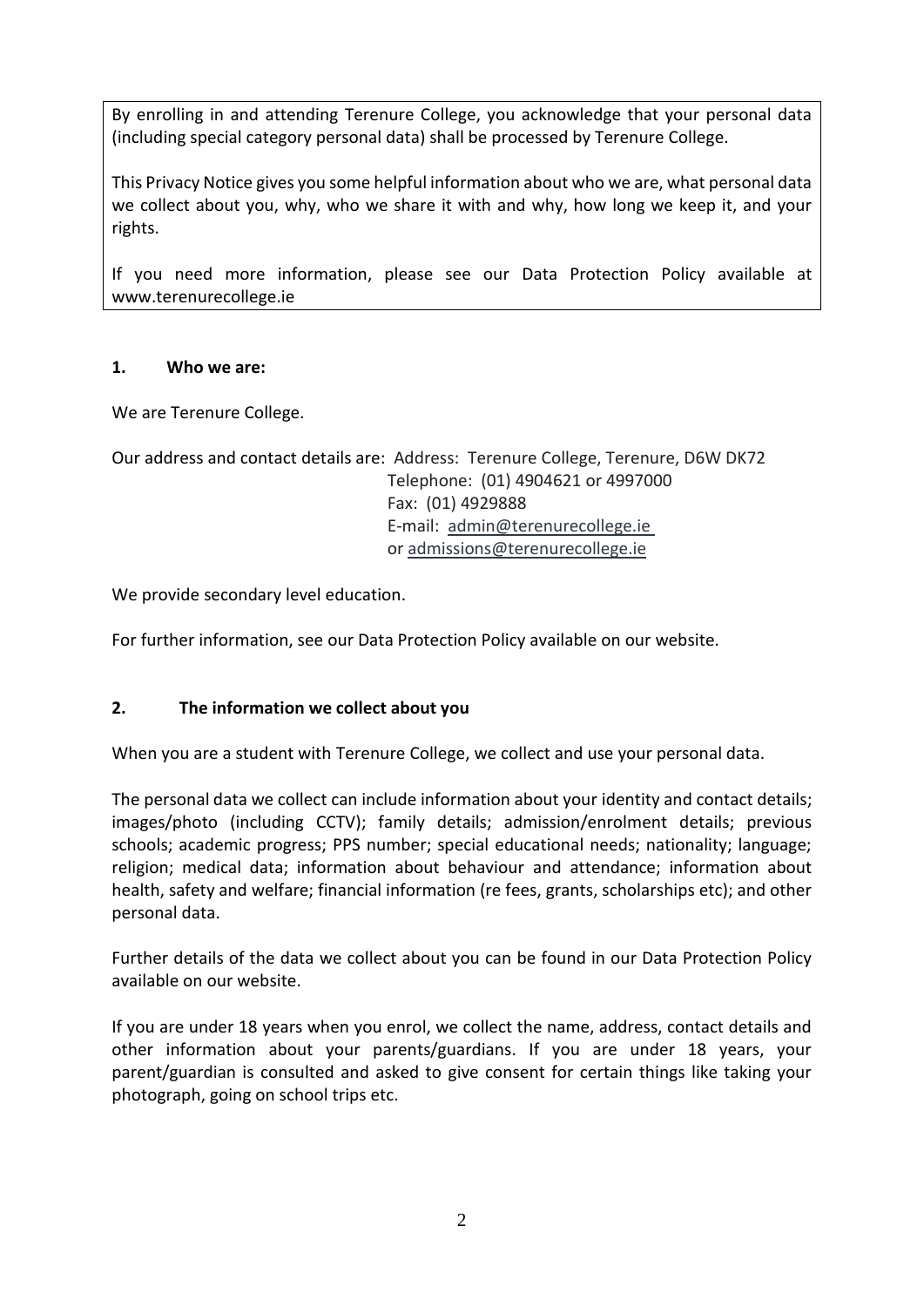By enrolling in and attending Terenure College, you acknowledge that your personal data (including special category personal data) shall be processed by Terenure College.

This Privacy Notice gives you some helpful information about who we are, what personal data we collect about you, why, who we share it with and why, how long we keep it, and your rights.

If you need more information, please see our Data Protection Policy available at www.terenurecollege.ie

## 1. Who we are:

We are Terenure College.

Our address and contact details are: Address: Terenure College, Terenure, D6W DK72
Telephone: (01) 4904621 or 4997000
Fax: (01) 4929888
E-mail: admin@terenurecollege.ie
or admissions@terenurecollege.ie

We provide secondary level education.

For further information, see our Data Protection Policy available on our website.

## 2. The information we collect about you

When you are a student with Terenure College, we collect and use your personal data.

The personal data we collect can include information about your identity and contact details; images/photo (including CCTV); family details; admission/enrolment details; previous schools; academic progress; PPS number; special educational needs; nationality; language; religion; medical data; information about behaviour and attendance; information about health, safety and welfare; financial information (re fees, grants, scholarships etc); and other personal data.

Further details of the data we collect about you can be found in our Data Protection Policy available on our website.

If you are under 18 years when you enrol, we collect the name, address, contact details and other information about your parents/guardians. If you are under 18 years, your parent/guardian is consulted and asked to give consent for certain things like taking your photograph, going on school trips etc.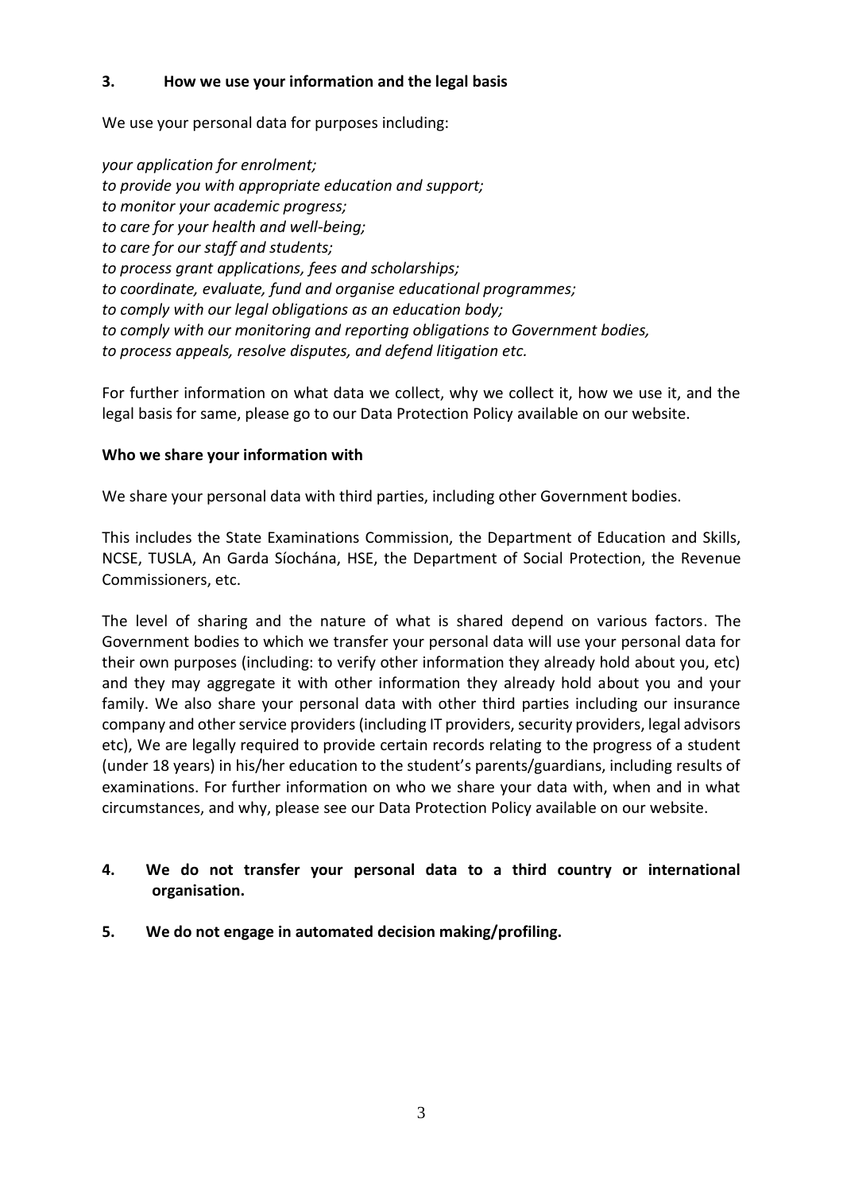## 3. How we use your information and the legal basis

We use your personal data for purposes including:

*your application for enrolment;*
*to provide you with appropriate education and support;*
*to monitor your academic progress;*
*to care for your health and well-being;*
*to care for our staff and students;*
*to process grant applications, fees and scholarships;*
*to coordinate, evaluate, fund and organise educational programmes;*
*to comply with our legal obligations as an education body;*
*to comply with our monitoring and reporting obligations to Government bodies,*
*to process appeals, resolve disputes, and defend litigation etc.*

For further information on what data we collect, why we collect it, how we use it, and the legal basis for same, please go to our Data Protection Policy available on our website.

**Who we share your information with**

We share your personal data with third parties, including other Government bodies.

This includes the State Examinations Commission, the Department of Education and Skills, NCSE, TUSLA, An Garda Síochána, HSE, the Department of Social Protection, the Revenue Commissioners, etc.

The level of sharing and the nature of what is shared depend on various factors. The Government bodies to which we transfer your personal data will use your personal data for their own purposes (including: to verify other information they already hold about you, etc) and they may aggregate it with other information they already hold about you and your family. We also share your personal data with other third parties including our insurance company and other service providers (including IT providers, security providers, legal advisors etc), We are legally required to provide certain records relating to the progress of a student (under 18 years) in his/her education to the student's parents/guardians, including results of examinations. For further information on who we share your data with, when and in what circumstances, and why, please see our Data Protection Policy available on our website.

## 4. We do not transfer your personal data to a third country or international organisation.

## 5. We do not engage in automated decision making/profiling.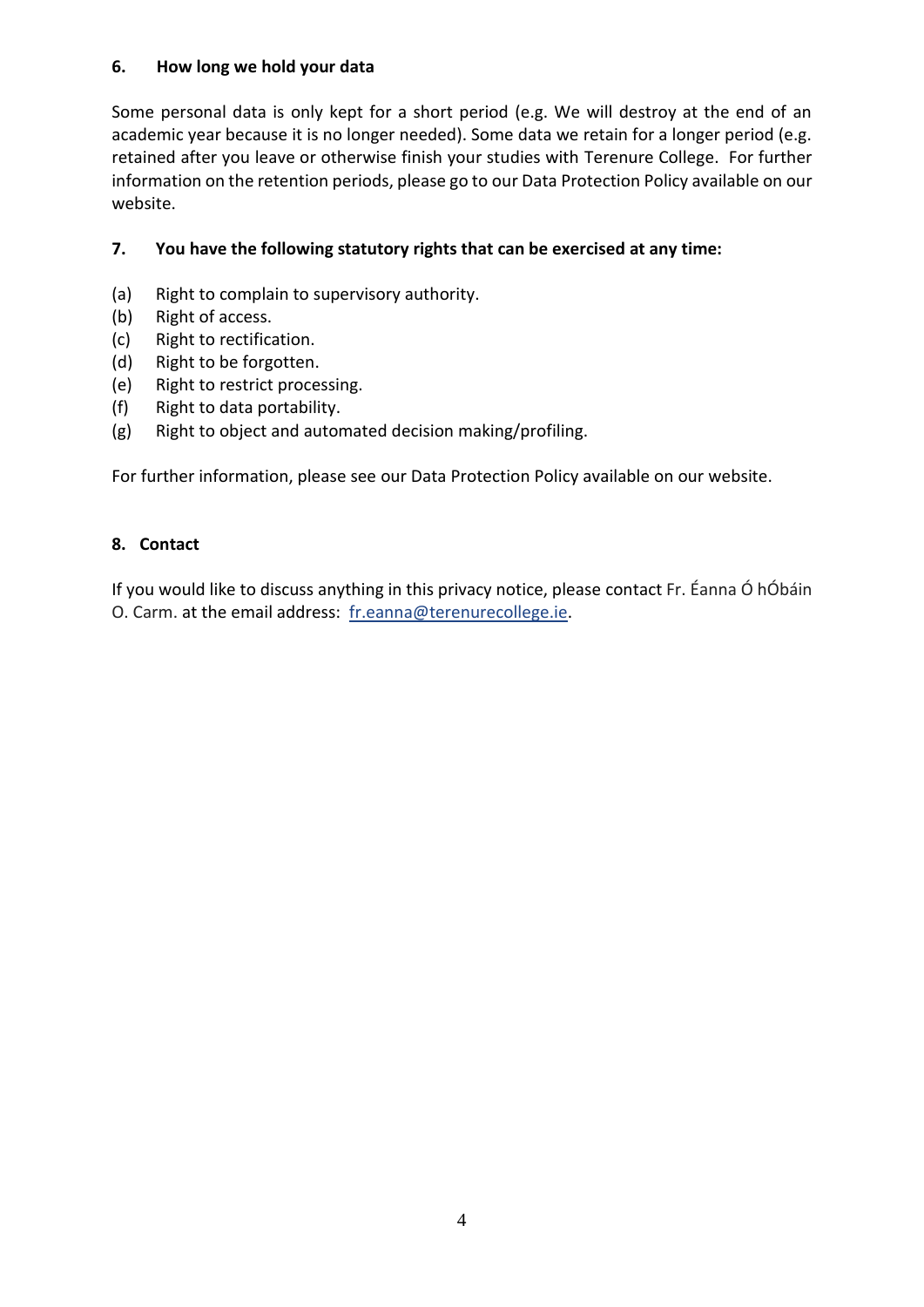## 6. How long we hold your data

Some personal data is only kept for a short period (e.g. We will destroy at the end of an academic year because it is no longer needed). Some data we retain for a longer period (e.g. retained after you leave or otherwise finish your studies with Terenure College. For further information on the retention periods, please go to our Data Protection Policy available on our website.

## 7. You have the following statutory rights that can be exercised at any time:

(a) Right to complain to supervisory authority.
(b) Right of access.
(c) Right to rectification.
(d) Right to be forgotten.
(e) Right to restrict processing.
(f) Right to data portability.
(g) Right to object and automated decision making/profiling.

For further information, please see our Data Protection Policy available on our website.

## 8. Contact

If you would like to discuss anything in this privacy notice, please contact Fr. Éanna Ó hÓbáin O. Carm. at the email address: fr.eanna@terenurecollege.ie.